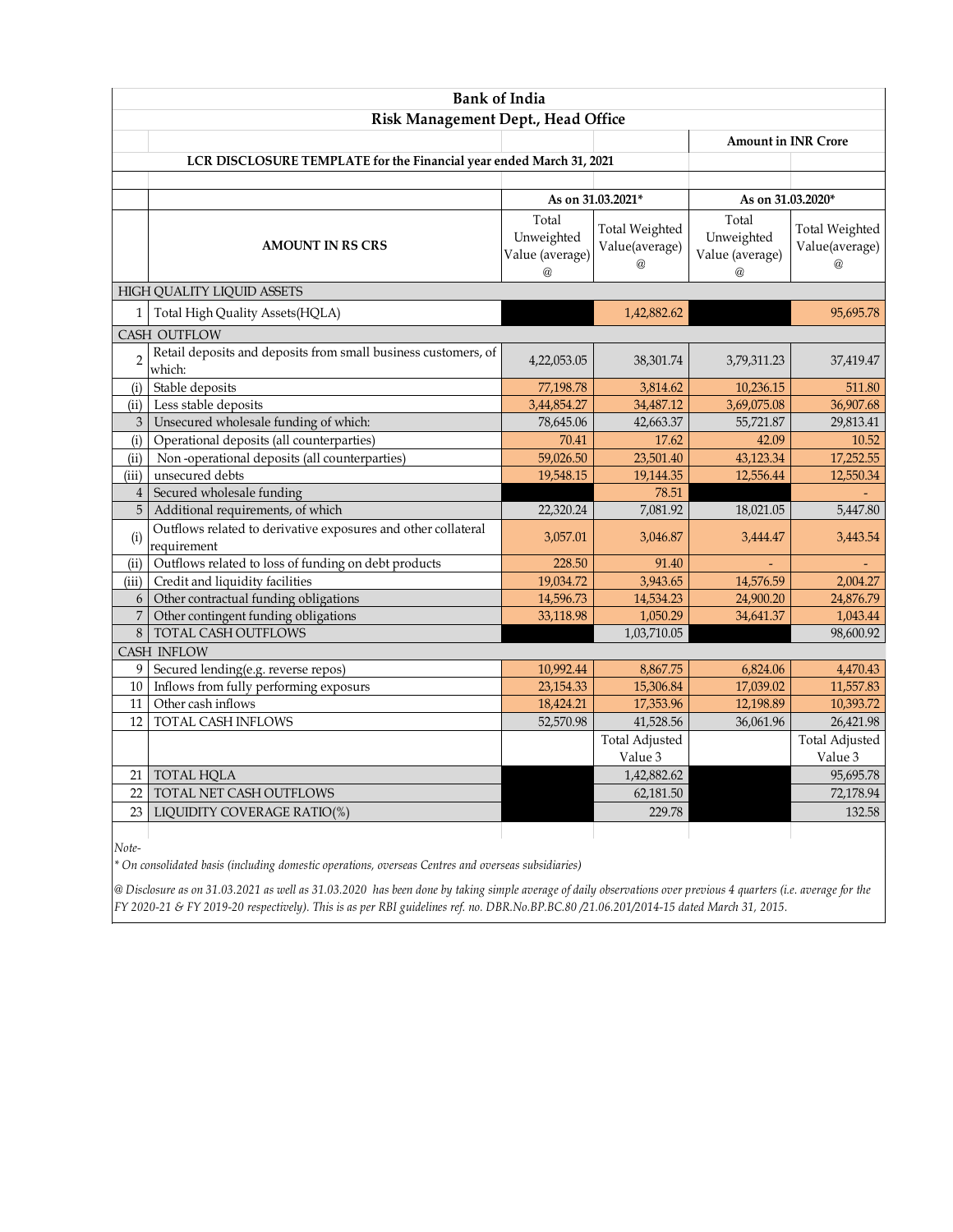# Bank of India

## Risk Management Dept., Head Office

Amount in INR Crore

**LCR DISCLOSURE TEMPLATE for the Financial year ended March 31, 2021**

| | AMOUNT IN RS CRS | As on 31.03.2021* | | As on 31.03.2020* | |
|---|---|---|---|---|---|
| | | Total Unweighted Value (average) @ | Total Weighted Value(average) @ | Total Unweighted Value (average) @ | Total Weighted Value(average) @ |
| HIGH QUALITY LIQUID ASSETS | | | | | |
| 1 | Total High Quality Assets(HQLA) | | 1,42,882.62 | | 95,695.78 |
| CASH OUTFLOW | | | | | |
| 2 | Retail deposits and deposits from small business customers, of which: | 4,22,053.05 | 38,301.74 | 3,79,311.23 | 37,419.47 |
| (i) | Stable deposits | 77,198.78 | 3,814.62 | 10,236.15 | 511.80 |
| (ii) | Less stable deposits | 3,44,854.27 | 34,487.12 | 3,69,075.08 | 36,907.68 |
| 3 | Unsecured wholesale funding of which: | 78,645.06 | 42,663.37 | 55,721.87 | 29,813.41 |
| (i) | Operational deposits (all counterparties) | 70.41 | 17.62 | 42.09 | 10.52 |
| (ii) | Non -operational deposits (all counterparties) | 59,026.50 | 23,501.40 | 43,123.34 | 17,252.55 |
| (iii) | unsecured debts | 19,548.15 | 19,144.35 | 12,556.44 | 12,550.34 |
| 4 | Secured wholesale funding | | 78.51 | | - |
| 5 | Additional requirements, of which | 22,320.24 | 7,081.92 | 18,021.05 | 5,447.80 |
| (i) | Outflows related to derivative exposures and other collateral requirement | 3,057.01 | 3,046.87 | 3,444.47 | 3,443.54 |
| (ii) | Outflows related to loss of funding on debt products | 228.50 | 91.40 | - | - |
| (iii) | Credit and liquidity facilities | 19,034.72 | 3,943.65 | 14,576.59 | 2,004.27 |
| 6 | Other contractual funding obligations | 14,596.73 | 14,534.23 | 24,900.20 | 24,876.79 |
| 7 | Other contingent funding obligations | 33,118.98 | 1,050.29 | 34,641.37 | 1,043.44 |
| 8 | TOTAL CASH OUTFLOWS | | 1,03,710.05 | | 98,600.92 |
| CASH INFLOW | | | | | |
| 9 | Secured lending(e.g. reverse repos) | 10,992.44 | 8,867.75 | 6,824.06 | 4,470.43 |
| 10 | Inflows from fully performing exposurs | 23,154.33 | 15,306.84 | 17,039.02 | 11,557.83 |
| 11 | Other cash inflows | 18,424.21 | 17,353.96 | 12,198.89 | 10,393.72 |
| 12 | TOTAL CASH INFLOWS | 52,570.98 | 41,528.56 | 36,061.96 | 26,421.98 |
| | | | Total Adjusted Value 3 | | Total Adjusted Value 3 |
| 21 | TOTAL HQLA | | 1,42,882.62 | | 95,695.78 |
| 22 | TOTAL NET CASH OUTFLOWS | | 62,181.50 | | 72,178.94 |
| 23 | LIQUIDITY COVERAGE RATIO(%) | | 229.78 | | 132.58 |

*Note-*

*\* On consolidated basis (including domestic operations, overseas Centres and overseas subsidiaries)*

*@ Disclosure as on 31.03.2021 as well as 31.03.2020 has been done by taking simple average of daily observations over previous 4 quarters (i.e. average for the FY 2020-21 & FY 2019-20 respectively). This is as per RBI guidelines ref. no. DBR.No.BP.BC.80 /21.06.201/2014-15 dated March 31, 2015.*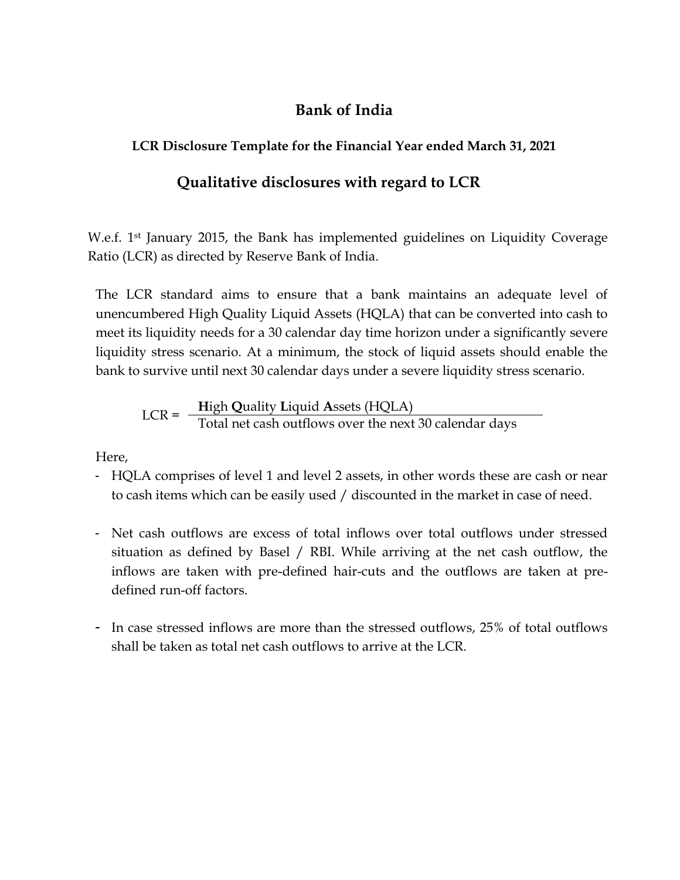# Bank of India

### LCR Disclosure Template for the Financial Year ended March 31, 2021

## Qualitative disclosures with regard to LCR

W.e.f. 1st January 2015, the Bank has implemented guidelines on Liquidity Coverage Ratio (LCR) as directed by Reserve Bank of India.

The LCR standard aims to ensure that a bank maintains an adequate level of unencumbered High Quality Liquid Assets (HQLA) that can be converted into cash to meet its liquidity needs for a 30 calendar day time horizon under a significantly severe liquidity stress scenario. At a minimum, the stock of liquid assets should enable the bank to survive until next 30 calendar days under a severe liquidity stress scenario.

$$LCR = \frac{\textbf{H}\text{igh } \textbf{Q}\text{uality } \textbf{L}\text{iquid } \textbf{A}\text{ssets (HQLA)}}{\text{Total net cash outflows over the next 30 calendar days}}$$

Here,

- HQLA comprises of level 1 and level 2 assets, in other words these are cash or near to cash items which can be easily used / discounted in the market in case of need.

- Net cash outflows are excess of total inflows over total outflows under stressed situation as defined by Basel / RBI. While arriving at the net cash outflow, the inflows are taken with pre-defined hair-cuts and the outflows are taken at pre-defined run-off factors.

- In case stressed inflows are more than the stressed outflows, 25% of total outflows shall be taken as total net cash outflows to arrive at the LCR.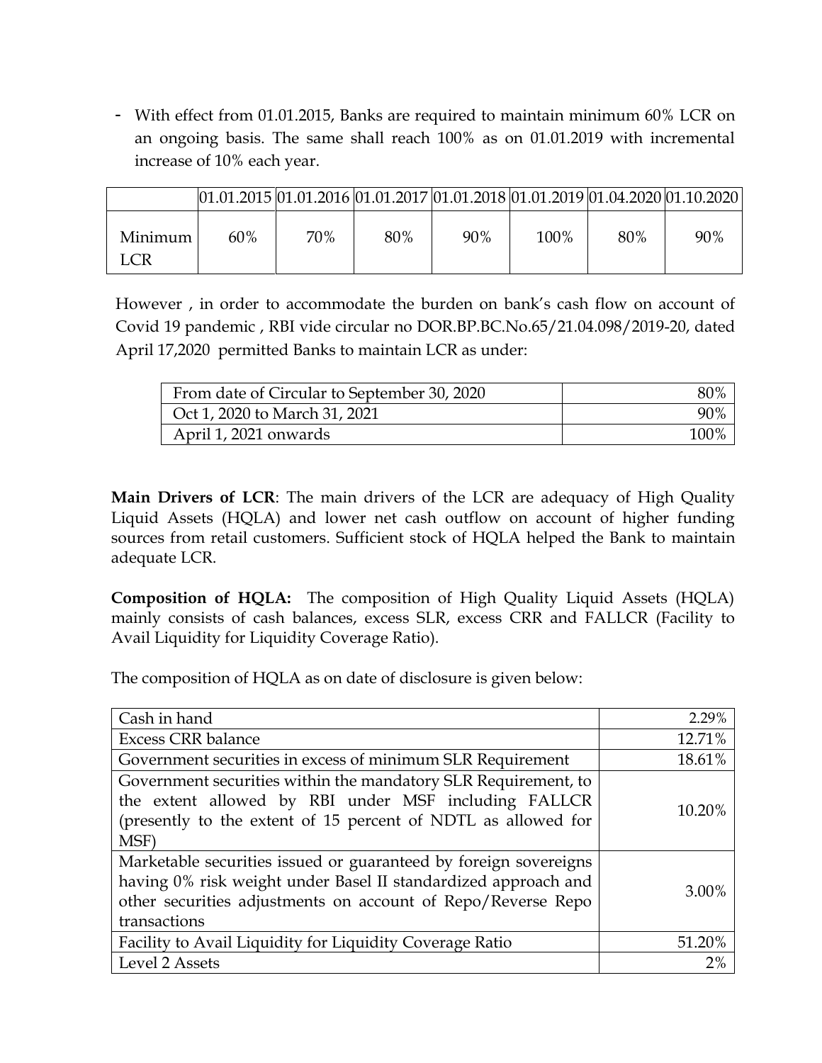- With effect from 01.01.2015, Banks are required to maintain minimum 60% LCR on an ongoing basis. The same shall reach 100% as on 01.01.2019 with incremental increase of 10% each year.

| | 01.01.2015 | 01.01.2016 | 01.01.2017 | 01.01.2018 | 01.01.2019 | 01.04.2020 | 01.10.2020 |
|---|---|---|---|---|---|---|---|
| Minimum LCR | 60% | 70% | 80% | 90% | 100% | 80% | 90% |

However , in order to accommodate the burden on bank's cash flow on account of Covid 19 pandemic , RBI vide circular no DOR.BP.BC.No.65/21.04.098/2019-20, dated April 17,2020 permitted Banks to maintain LCR as under:

| | |
|---|---|
| From date of Circular to September 30, 2020 | 80% |
| Oct 1, 2020 to March 31, 2021 | 90% |
| April 1, 2021 onwards | 100% |

**Main Drivers of LCR**: The main drivers of the LCR are adequacy of High Quality Liquid Assets (HQLA) and lower net cash outflow on account of higher funding sources from retail customers. Sufficient stock of HQLA helped the Bank to maintain adequate LCR.

**Composition of HQLA:** The composition of High Quality Liquid Assets (HQLA) mainly consists of cash balances, excess SLR, excess CRR and FALLCR (Facility to Avail Liquidity for Liquidity Coverage Ratio).

The composition of HQLA as on date of disclosure is given below:

| | |
|---|---|
| Cash in hand | 2.29% |
| Excess CRR balance | 12.71% |
| Government securities in excess of minimum SLR Requirement | 18.61% |
| Government securities within the mandatory SLR Requirement, to the extent allowed by RBI under MSF including FALLCR (presently to the extent of 15 percent of NDTL as allowed for MSF) | 10.20% |
| Marketable securities issued or guaranteed by foreign sovereigns having 0% risk weight under Basel II standardized approach and other securities adjustments on account of Repo/Reverse Repo transactions | 3.00% |
| Facility to Avail Liquidity for Liquidity Coverage Ratio | 51.20% |
| Level 2 Assets | 2% |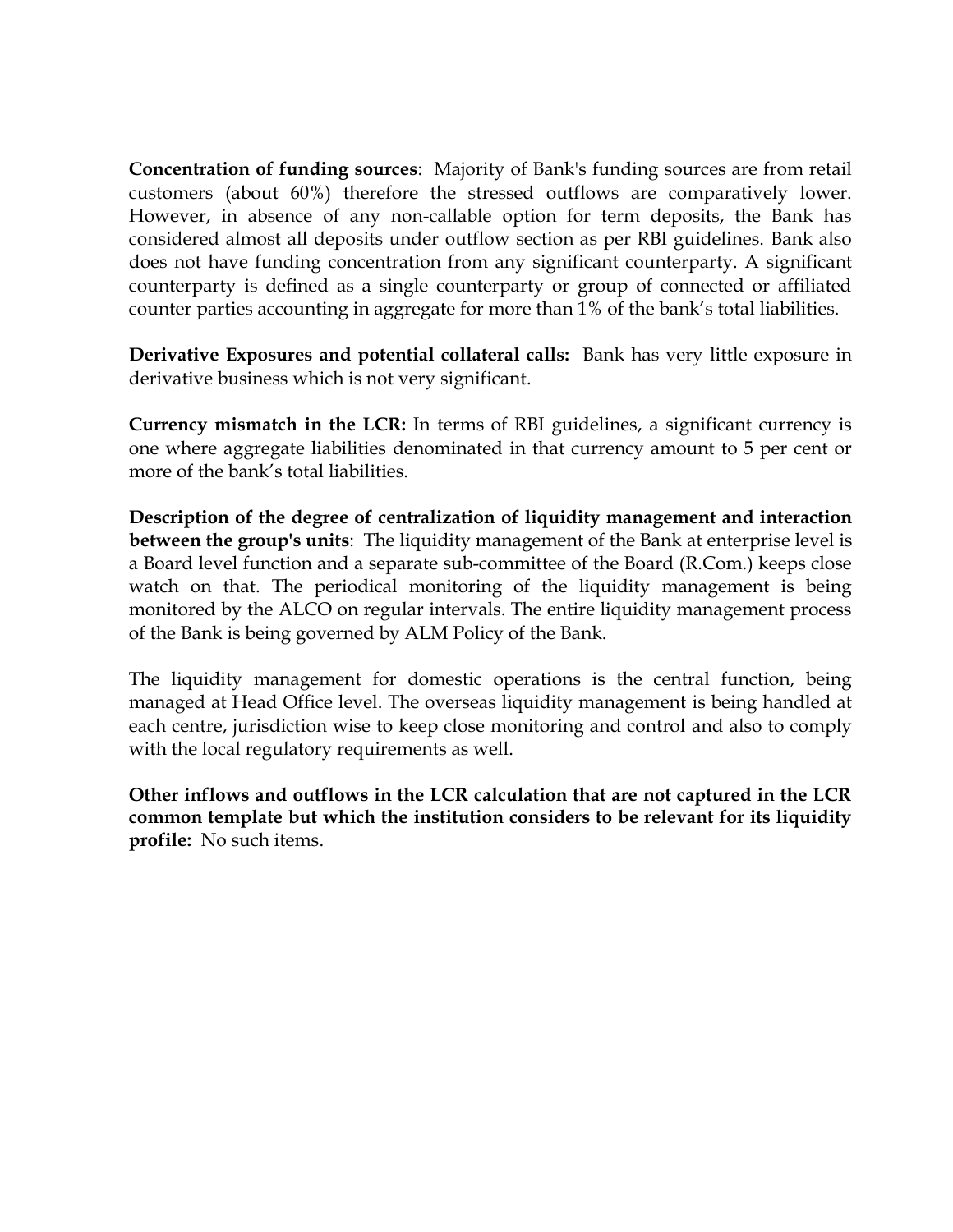**Concentration of funding sources**: Majority of Bank's funding sources are from retail customers (about 60%) therefore the stressed outflows are comparatively lower. However, in absence of any non-callable option for term deposits, the Bank has considered almost all deposits under outflow section as per RBI guidelines. Bank also does not have funding concentration from any significant counterparty. A significant counterparty is defined as a single counterparty or group of connected or affiliated counter parties accounting in aggregate for more than 1% of the bank's total liabilities.

**Derivative Exposures and potential collateral calls:** Bank has very little exposure in derivative business which is not very significant.

**Currency mismatch in the LCR:** In terms of RBI guidelines, a significant currency is one where aggregate liabilities denominated in that currency amount to 5 per cent or more of the bank's total liabilities.

**Description of the degree of centralization of liquidity management and interaction between the group's units**: The liquidity management of the Bank at enterprise level is a Board level function and a separate sub-committee of the Board (R.Com.) keeps close watch on that. The periodical monitoring of the liquidity management is being monitored by the ALCO on regular intervals. The entire liquidity management process of the Bank is being governed by ALM Policy of the Bank.

The liquidity management for domestic operations is the central function, being managed at Head Office level. The overseas liquidity management is being handled at each centre, jurisdiction wise to keep close monitoring and control and also to comply with the local regulatory requirements as well.

**Other inflows and outflows in the LCR calculation that are not captured in the LCR common template but which the institution considers to be relevant for its liquidity profile:** No such items.